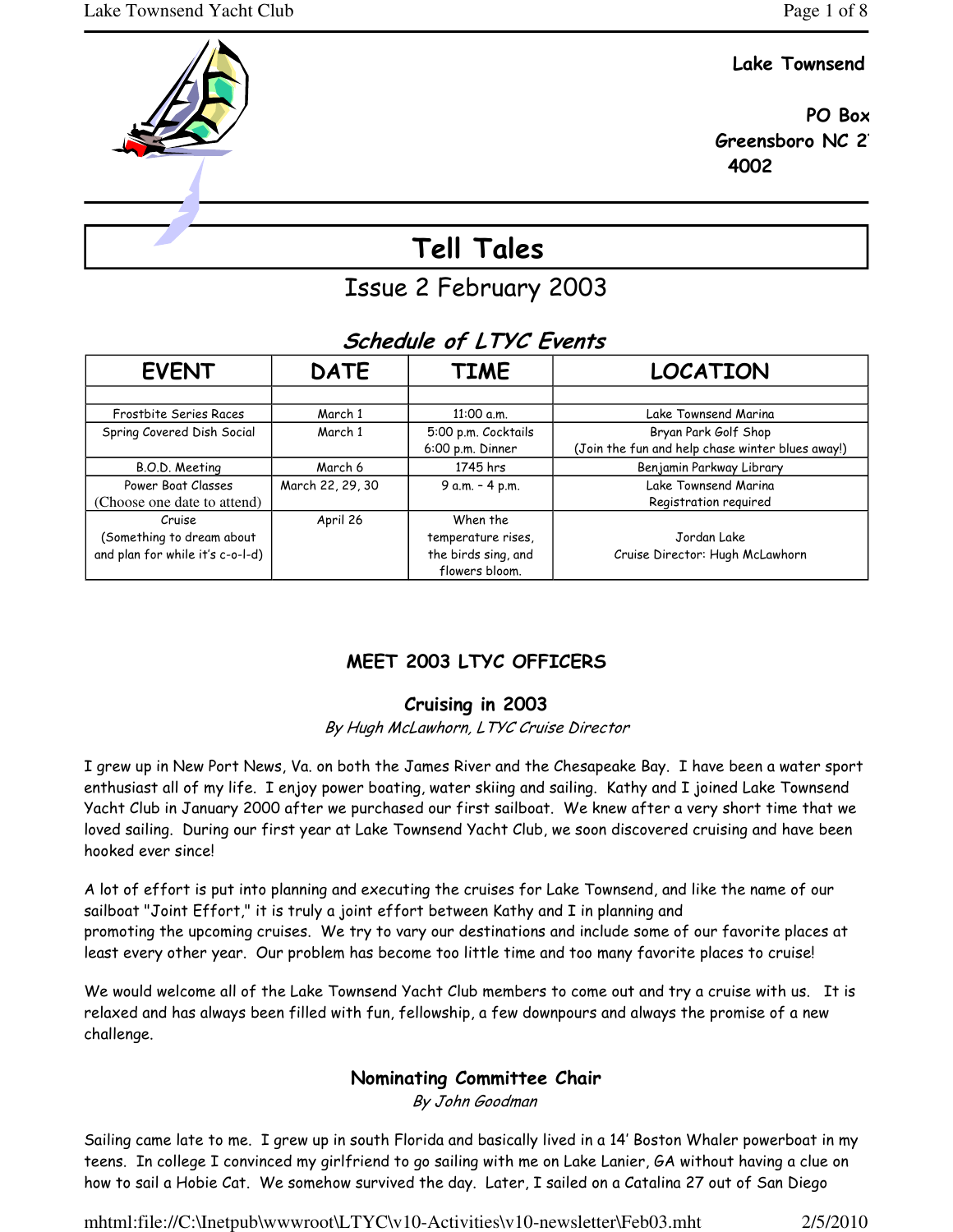**Lake Townsend**

**PO Box**
**Greensboro NC 2**
**4002**

# Tell Tales

Issue 2 February 2003

## *Schedule of LTYC Events*

| EVENT | DATE | TIME | LOCATION |
|---|---|---|---|
| | | | |
| Frostbite Series Races | March 1 | 11:00 a.m. | Lake Townsend Marina |
| Spring Covered Dish Social | March 1 | 5:00 p.m. Cocktails<br>6:00 p.m. Dinner | Bryan Park Golf Shop<br>(Join the fun and help chase winter blues away!) |
| B.O.D. Meeting | March 6 | 1745 hrs | Benjamin Parkway Library |
| Power Boat Classes<br>(Choose one date to attend) | March 22, 29, 30 | 9 a.m. - 4 p.m. | Lake Townsend Marina<br>Registration required |
| Cruise<br>(Something to dream about and plan for while it's c-o-l-d) | April 26 | When the temperature rises, the birds sing, and flowers bloom. | Jordan Lake<br>Cruise Director: Hugh McLawhorn |

## MEET 2003 LTYC OFFICERS

### Cruising in 2003

*By Hugh McLawhorn, LTYC Cruise Director*

I grew up in New Port News, Va. on both the James River and the Chesapeake Bay. I have been a water sport enthusiast all of my life. I enjoy power boating, water skiing and sailing. Kathy and I joined Lake Townsend Yacht Club in January 2000 after we purchased our first sailboat. We knew after a very short time that we loved sailing. During our first year at Lake Townsend Yacht Club, we soon discovered cruising and have been hooked ever since!

A lot of effort is put into planning and executing the cruises for Lake Townsend, and like the name of our sailboat "Joint Effort," it is truly a joint effort between Kathy and I in planning and promoting the upcoming cruises. We try to vary our destinations and include some of our favorite places at least every other year. Our problem has become too little time and too many favorite places to cruise!

We would welcome all of the Lake Townsend Yacht Club members to come out and try a cruise with us. It is relaxed and has always been filled with fun, fellowship, a few downpours and always the promise of a new challenge.

### Nominating Committee Chair

*By John Goodman*

Sailing came late to me. I grew up in south Florida and basically lived in a 14' Boston Whaler powerboat in my teens. In college I convinced my girlfriend to go sailing with me on Lake Lanier, GA without having a clue on how to sail a Hobie Cat. We somehow survived the day. Later, I sailed on a Catalina 27 out of San Diego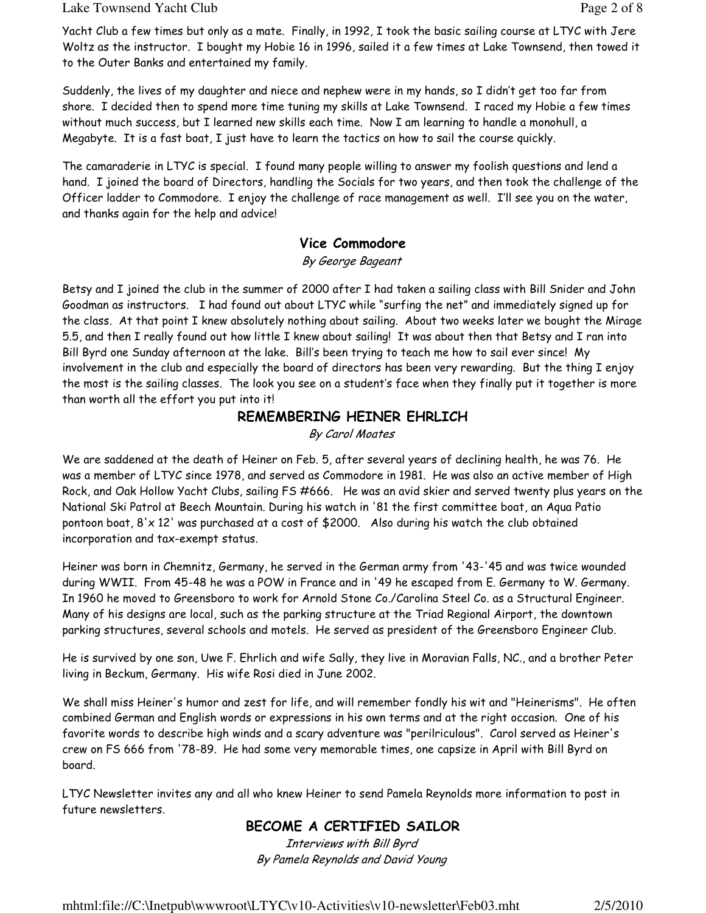Yacht Club a few times but only as a mate. Finally, in 1992, I took the basic sailing course at LTYC with Jere Woltz as the instructor. I bought my Hobie 16 in 1996, sailed it a few times at Lake Townsend, then towed it to the Outer Banks and entertained my family.

Suddenly, the lives of my daughter and niece and nephew were in my hands, so I didn't get too far from shore. I decided then to spend more time tuning my skills at Lake Townsend. I raced my Hobie a few times without much success, but I learned new skills each time. Now I am learning to handle a monohull, a Megabyte. It is a fast boat, I just have to learn the tactics on how to sail the course quickly.

The camaraderie in LTYC is special. I found many people willing to answer my foolish questions and lend a hand. I joined the board of Directors, handling the Socials for two years, and then took the challenge of the Officer ladder to Commodore. I enjoy the challenge of race management as well. I'll see you on the water, and thanks again for the help and advice!

## Vice Commodore

*By George Bageant*

Betsy and I joined the club in the summer of 2000 after I had taken a sailing class with Bill Snider and John Goodman as instructors. I had found out about LTYC while "surfing the net" and immediately signed up for the class. At that point I knew absolutely nothing about sailing. About two weeks later we bought the Mirage 5.5, and then I really found out how little I knew about sailing! It was about then that Betsy and I ran into Bill Byrd one Sunday afternoon at the lake. Bill's been trying to teach me how to sail ever since! My involvement in the club and especially the board of directors has been very rewarding. But the thing I enjoy the most is the sailing classes. The look you see on a student's face when they finally put it together is more than worth all the effort you put into it!

## REMEMBERING HEINER EHRLICH

*By Carol Moates*

We are saddened at the death of Heiner on Feb. 5, after several years of declining health, he was 76. He was a member of LTYC since 1978, and served as Commodore in 1981. He was also an active member of High Rock, and Oak Hollow Yacht Clubs, sailing FS #666. He was an avid skier and served twenty plus years on the National Ski Patrol at Beech Mountain. During his watch in '81 the first committee boat, an Aqua Patio pontoon boat, 8'x 12' was purchased at a cost of $2000. Also during his watch the club obtained incorporation and tax-exempt status.

Heiner was born in Chemnitz, Germany, he served in the German army from '43-'45 and was twice wounded during WWII. From 45-48 he was a POW in France and in '49 he escaped from E. Germany to W. Germany. In 1960 he moved to Greensboro to work for Arnold Stone Co./Carolina Steel Co. as a Structural Engineer. Many of his designs are local, such as the parking structure at the Triad Regional Airport, the downtown parking structures, several schools and motels. He served as president of the Greensboro Engineer Club.

He is survived by one son, Uwe F. Ehrlich and wife Sally, they live in Moravian Falls, NC., and a brother Peter living in Beckum, Germany. His wife Rosi died in June 2002.

We shall miss Heiner's humor and zest for life, and will remember fondly his wit and "Heinerisms". He often combined German and English words or expressions in his own terms and at the right occasion. One of his favorite words to describe high winds and a scary adventure was "perilriculous". Carol served as Heiner's crew on FS 666 from '78-89. He had some very memorable times, one capsize in April with Bill Byrd on board.

LTYC Newsletter invites any and all who knew Heiner to send Pamela Reynolds more information to post in future newsletters.

## BECOME A CERTIFIED SAILOR

*Interviews with Bill Byrd*
*By Pamela Reynolds and David Young*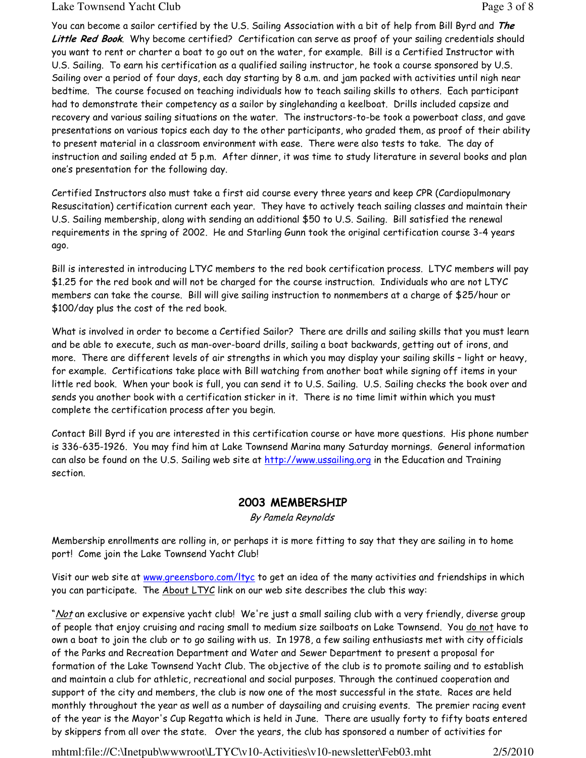You can become a sailor certified by the U.S. Sailing Association with a bit of help from Bill Byrd and ***The Little Red Book***. Why become certified? Certification can serve as proof of your sailing credentials should you want to rent or charter a boat to go out on the water, for example. Bill is a Certified Instructor with U.S. Sailing. To earn his certification as a qualified sailing instructor, he took a course sponsored by U.S. Sailing over a period of four days, each day starting by 8 a.m. and jam packed with activities until nigh near bedtime. The course focused on teaching individuals how to teach sailing skills to others. Each participant had to demonstrate their competency as a sailor by singlehanding a keelboat. Drills included capsize and recovery and various sailing situations on the water. The instructors-to-be took a powerboat class, and gave presentations on various topics each day to the other participants, who graded them, as proof of their ability to present material in a classroom environment with ease. There were also tests to take. The day of instruction and sailing ended at 5 p.m. After dinner, it was time to study literature in several books and plan one's presentation for the following day.

Certified Instructors also must take a first aid course every three years and keep CPR (Cardiopulmonary Resuscitation) certification current each year. They have to actively teach sailing classes and maintain their U.S. Sailing membership, along with sending an additional $50 to U.S. Sailing. Bill satisfied the renewal requirements in the spring of 2002. He and Starling Gunn took the original certification course 3-4 years ago.

Bill is interested in introducing LTYC members to the red book certification process. LTYC members will pay $1.25 for the red book and will not be charged for the course instruction. Individuals who are not LTYC members can take the course. Bill will give sailing instruction to nonmembers at a charge of $25/hour or $100/day plus the cost of the red book.

What is involved in order to become a Certified Sailor? There are drills and sailing skills that you must learn and be able to execute, such as man-over-board drills, sailing a boat backwards, getting out of irons, and more. There are different levels of air strengths in which you may display your sailing skills – light or heavy, for example. Certifications take place with Bill watching from another boat while signing off items in your little red book. When your book is full, you can send it to U.S. Sailing. U.S. Sailing checks the book over and sends you another book with a certification sticker in it. There is no time limit within which you must complete the certification process after you begin.

Contact Bill Byrd if you are interested in this certification course or have more questions. His phone number is 336-635-1926. You may find him at Lake Townsend Marina many Saturday mornings. General information can also be found on the U.S. Sailing web site at http://www.ussailing.org in the Education and Training section.

## 2003 MEMBERSHIP

*By Pamela Reynolds*

Membership enrollments are rolling in, or perhaps it is more fitting to say that they are sailing in to home port! Come join the Lake Townsend Yacht Club!

Visit our web site at www.greensboro.com/ltyc to get an idea of the many activities and friendships in which you can participate. The About LTYC link on our web site describes the club this way:

"*Not* an exclusive or expensive yacht club! We're just a small sailing club with a very friendly, diverse group of people that enjoy cruising and racing small to medium size sailboats on Lake Townsend. You do not have to own a boat to join the club or to go sailing with us. In 1978, a few sailing enthusiasts met with city officials of the Parks and Recreation Department and Water and Sewer Department to present a proposal for formation of the Lake Townsend Yacht Club. The objective of the club is to promote sailing and to establish and maintain a club for athletic, recreational and social purposes. Through the continued cooperation and support of the city and members, the club is now one of the most successful in the state. Races are held monthly throughout the year as well as a number of daysailing and cruising events. The premier racing event of the year is the Mayor's Cup Regatta which is held in June. There are usually forty to fifty boats entered by skippers from all over the state. Over the years, the club has sponsored a number of activities for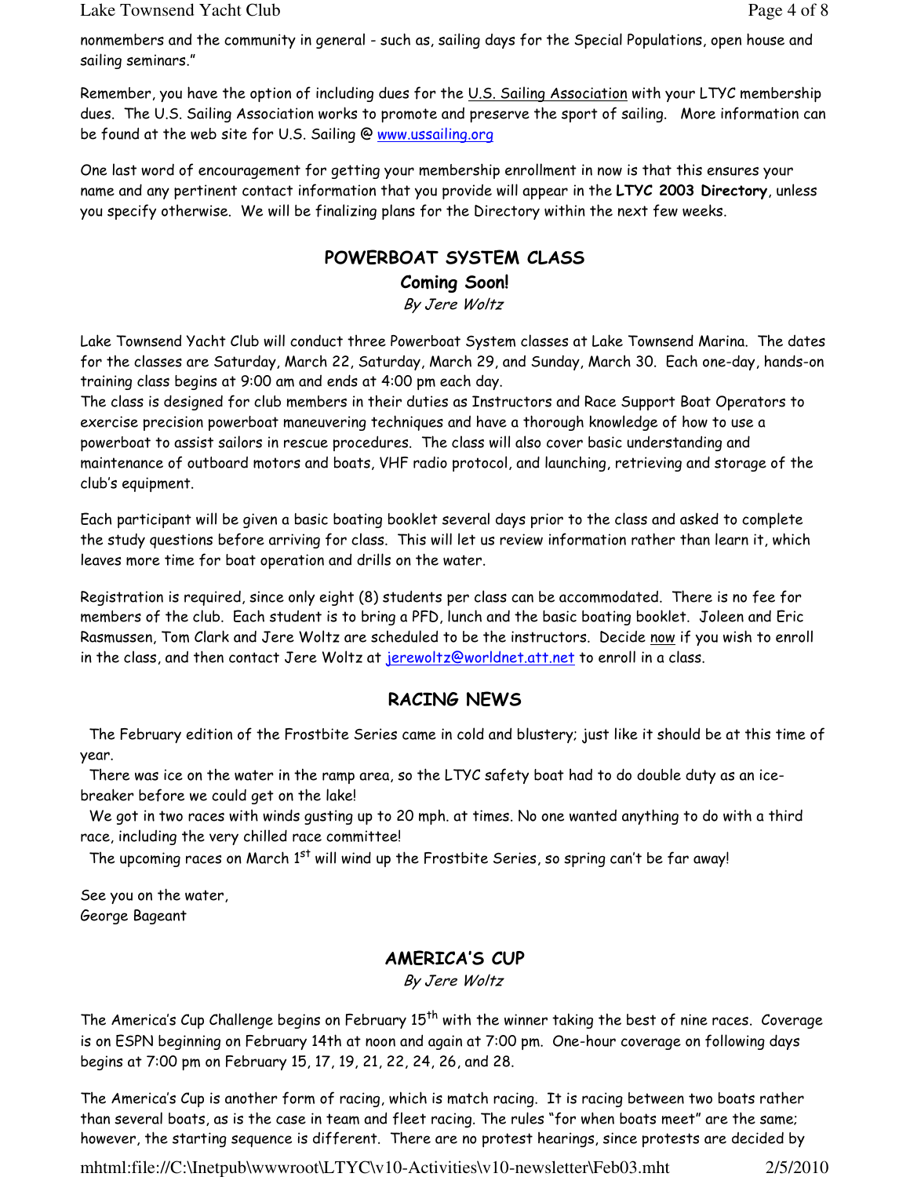nonmembers and the community in general - such as, sailing days for the Special Populations, open house and sailing seminars."

Remember, you have the option of including dues for the U.S. Sailing Association with your LTYC membership dues. The U.S. Sailing Association works to promote and preserve the sport of sailing. More information can be found at the web site for U.S. Sailing @ www.ussailing.org

One last word of encouragement for getting your membership enrollment in now is that this ensures your name and any pertinent contact information that you provide will appear in the **LTYC 2003 Directory**, unless you specify otherwise. We will be finalizing plans for the Directory within the next few weeks.

## POWERBOAT SYSTEM CLASS

### Coming Soon!

*By Jere Woltz*

Lake Townsend Yacht Club will conduct three Powerboat System classes at Lake Townsend Marina. The dates for the classes are Saturday, March 22, Saturday, March 29, and Sunday, March 30. Each one-day, hands-on training class begins at 9:00 am and ends at 4:00 pm each day.

The class is designed for club members in their duties as Instructors and Race Support Boat Operators to exercise precision powerboat maneuvering techniques and have a thorough knowledge of how to use a powerboat to assist sailors in rescue procedures. The class will also cover basic understanding and maintenance of outboard motors and boats, VHF radio protocol, and launching, retrieving and storage of the club's equipment.

Each participant will be given a basic boating booklet several days prior to the class and asked to complete the study questions before arriving for class. This will let us review information rather than learn it, which leaves more time for boat operation and drills on the water.

Registration is required, since only eight (8) students per class can be accommodated. There is no fee for members of the club. Each student is to bring a PFD, lunch and the basic boating booklet. Joleen and Eric Rasmussen, Tom Clark and Jere Woltz are scheduled to be the instructors. Decide now if you wish to enroll in the class, and then contact Jere Woltz at jerewoltz@worldnet.att.net to enroll in a class.

## RACING NEWS

The February edition of the Frostbite Series came in cold and blustery; just like it should be at this time of year.

There was ice on the water in the ramp area, so the LTYC safety boat had to do double duty as an ice-breaker before we could get on the lake!

We got in two races with winds gusting up to 20 mph. at times. No one wanted anything to do with a third race, including the very chilled race committee!

The upcoming races on March 1st will wind up the Frostbite Series, so spring can't be far away!

See you on the water,
George Bageant

## AMERICA'S CUP

*By Jere Woltz*

The America's Cup Challenge begins on February 15th with the winner taking the best of nine races. Coverage is on ESPN beginning on February 14th at noon and again at 7:00 pm. One-hour coverage on following days begins at 7:00 pm on February 15, 17, 19, 21, 22, 24, 26, and 28.

The America's Cup is another form of racing, which is match racing. It is racing between two boats rather than several boats, as is the case in team and fleet racing. The rules "for when boats meet" are the same; however, the starting sequence is different. There are no protest hearings, since protests are decided by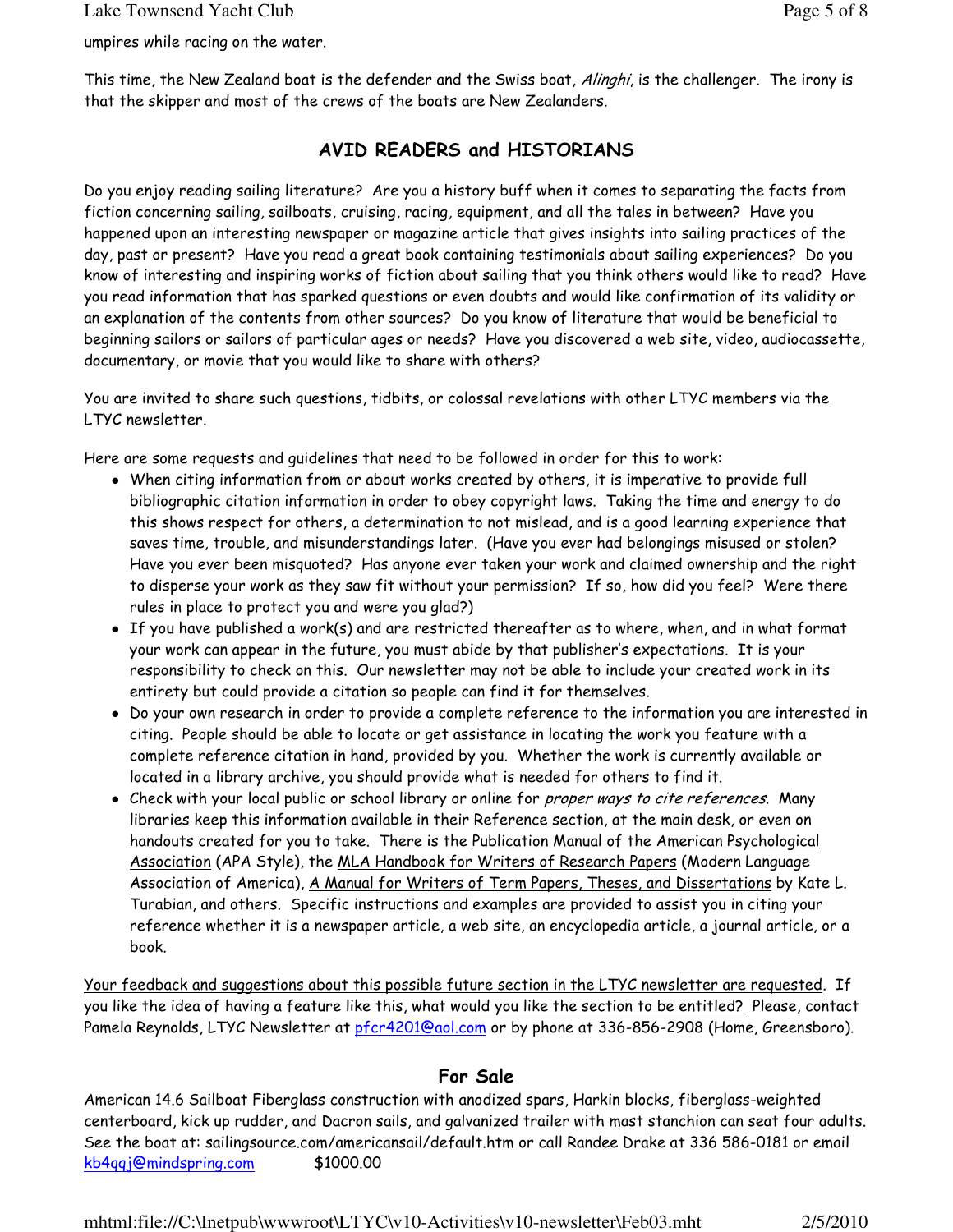umpires while racing on the water.

This time, the New Zealand boat is the defender and the Swiss boat, *Alinghi*, is the challenger. The irony is that the skipper and most of the crews of the boats are New Zealanders.

## AVID READERS and HISTORIANS

Do you enjoy reading sailing literature? Are you a history buff when it comes to separating the facts from fiction concerning sailing, sailboats, cruising, racing, equipment, and all the tales in between? Have you happened upon an interesting newspaper or magazine article that gives insights into sailing practices of the day, past or present? Have you read a great book containing testimonials about sailing experiences? Do you know of interesting and inspiring works of fiction about sailing that you think others would like to read? Have you read information that has sparked questions or even doubts and would like confirmation of its validity or an explanation of the contents from other sources? Do you know of literature that would be beneficial to beginning sailors or sailors of particular ages or needs? Have you discovered a web site, video, audiocassette, documentary, or movie that you would like to share with others?

You are invited to share such questions, tidbits, or colossal revelations with other LTYC members via the LTYC newsletter.

Here are some requests and guidelines that need to be followed in order for this to work:

- When citing information from or about works created by others, it is imperative to provide full bibliographic citation information in order to obey copyright laws. Taking the time and energy to do this shows respect for others, a determination to not mislead, and is a good learning experience that saves time, trouble, and misunderstandings later. (Have you ever had belongings misused or stolen? Have you ever been misquoted? Has anyone ever taken your work and claimed ownership and the right to disperse your work as they saw fit without your permission? If so, how did you feel? Were there rules in place to protect you and were you glad?)
- If you have published a work(s) and are restricted thereafter as to where, when, and in what format your work can appear in the future, you must abide by that publisher's expectations. It is your responsibility to check on this. Our newsletter may not be able to include your created work in its entirety but could provide a citation so people can find it for themselves.
- Do your own research in order to provide a complete reference to the information you are interested in citing. People should be able to locate or get assistance in locating the work you feature with a complete reference citation in hand, provided by you. Whether the work is currently available or located in a library archive, you should provide what is needed for others to find it.
- Check with your local public or school library or online for *proper ways to cite references*. Many libraries keep this information available in their Reference section, at the main desk, or even on handouts created for you to take. There is the Publication Manual of the American Psychological Association (APA Style), the MLA Handbook for Writers of Research Papers (Modern Language Association of America), A Manual for Writers of Term Papers, Theses, and Dissertations by Kate L. Turabian, and others. Specific instructions and examples are provided to assist you in citing your reference whether it is a newspaper article, a web site, an encyclopedia article, a journal article, or a book.

Your feedback and suggestions about this possible future section in the LTYC newsletter are requested. If you like the idea of having a feature like this, what would you like the section to be entitled? Please, contact Pamela Reynolds, LTYC Newsletter at pfcr4201@aol.com or by phone at 336-856-2908 (Home, Greensboro).

## For Sale

American 14.6 Sailboat Fiberglass construction with anodized spars, Harkin blocks, fiberglass-weighted centerboard, kick up rudder, and Dacron sails, and galvanized trailer with mast stanchion can seat four adults. See the boat at: sailingsource.com/americansail/default.htm or call Randee Drake at 336 586-0181 or email kb4qqj@mindspring.com $1000.00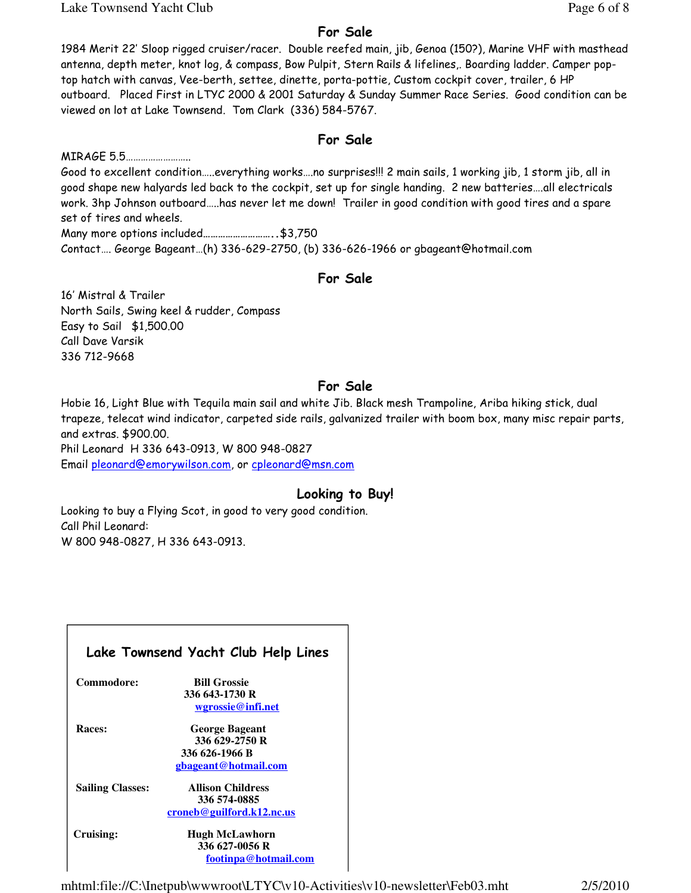## For Sale

1984 Merit 22' Sloop rigged cruiser/racer. Double reefed main, jib, Genoa (150?), Marine VHF with masthead antenna, depth meter, knot log, & compass, Bow Pulpit, Stern Rails & lifelines,. Boarding ladder. Camper pop-top hatch with canvas, Vee-berth, settee, dinette, porta-pottie, Custom cockpit cover, trailer, 6 HP outboard. Placed First in LTYC 2000 & 2001 Saturday & Sunday Summer Race Series. Good condition can be viewed on lot at Lake Townsend. Tom Clark (336) 584-5767.

## For Sale

MIRAGE 5.5……………………

Good to excellent condition…..everything works….no surprises!!! 2 main sails, 1 working jib, 1 storm jib, all in good shape new halyards led back to the cockpit, set up for single handing. 2 new batteries….all electricals work. 3hp Johnson outboard…..has never let me down! Trailer in good condition with good tires and a spare set of tires and wheels.

Many more options included……………………..$3,750

Contact…. George Bageant…(h) 336-629-2750, (b) 336-626-1966 or gbageant@hotmail.com

## For Sale

16' Mistral & Trailer
North Sails, Swing keel & rudder, Compass
Easy to Sail $1,500.00
Call Dave Varsik
336 712-9668

## For Sale

Hobie 16, Light Blue with Tequila main sail and white Jib. Black mesh Trampoline, Ariba hiking stick, dual trapeze, telecat wind indicator, carpeted side rails, galvanized trailer with boom box, many misc repair parts, and extras. $900.00.

Phil Leonard H 336 643-0913, W 800 948-0827
Email pleonard@emorywilson.com, or cpleonard@msn.com

## Looking to Buy!

Looking to buy a Flying Scot, in good to very good condition.
Call Phil Leonard:
W 800 948-0827, H 336 643-0913.

### Lake Townsend Yacht Club Help Lines

| | |
|---|---|
| **Commodore:** | **Bill Grossie**<br>**336 643-1730 R**<br>**wgrossie@infi.net** |
| **Races:** | **George Bageant**<br>**336 629-2750 R**<br>**336 626-1966 B**<br>**gbageant@hotmail.com** |
| **Sailing Classes:** | **Allison Childress**<br>**336 574-0885**<br>**croneb@guilford.k12.nc.us** |
| **Cruising:** | **Hugh McLawhorn**<br>**336 627-0056 R**<br>**footinpa@hotmail.com** |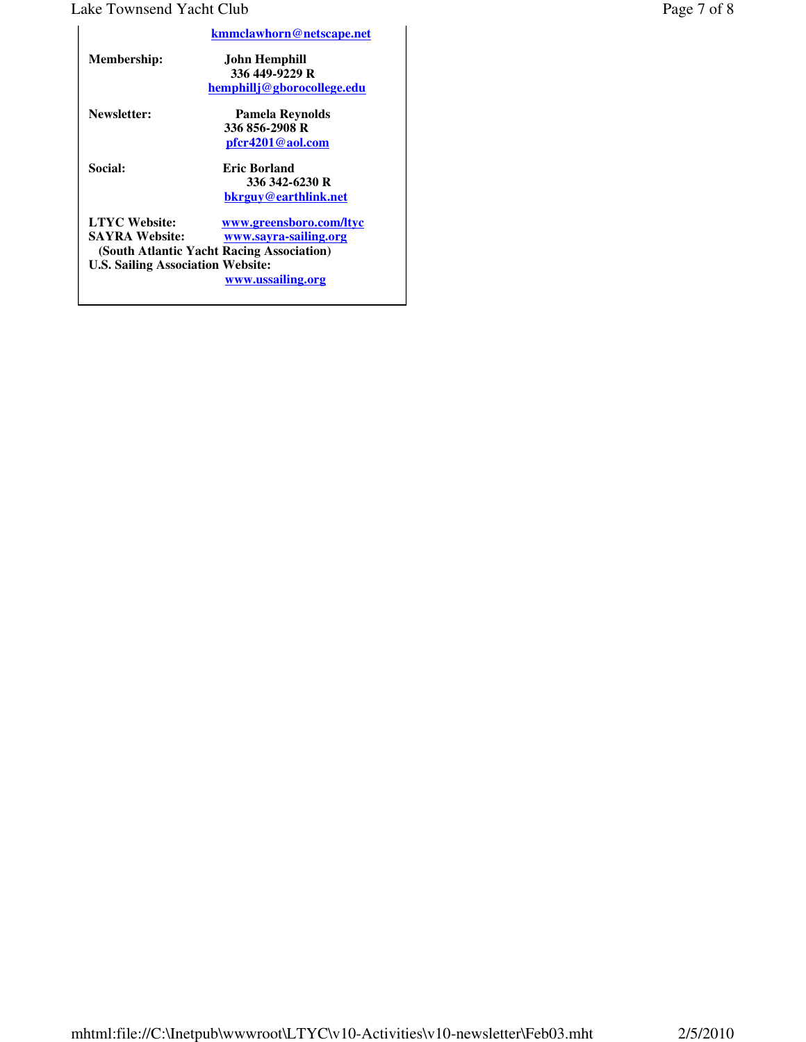**kmmclawhorn@netscape.net**

**Membership:** **John Hemphill**
**336 449-9229 R**
**hemphillj@gborocollege.edu**

**Newsletter:** **Pamela Reynolds**
**336 856-2908 R**
**pfcr4201@aol.com**

**Social:** **Eric Borland**
**336 342-6230 R**
**bkrguy@earthlink.net**

**LTYC Website:** **www.greensboro.com/ltyc**
**SAYRA Website:** **www.sayra-sailing.org**
**(South Atlantic Yacht Racing Association)**
**U.S. Sailing Association Website:**
**www.ussailing.org**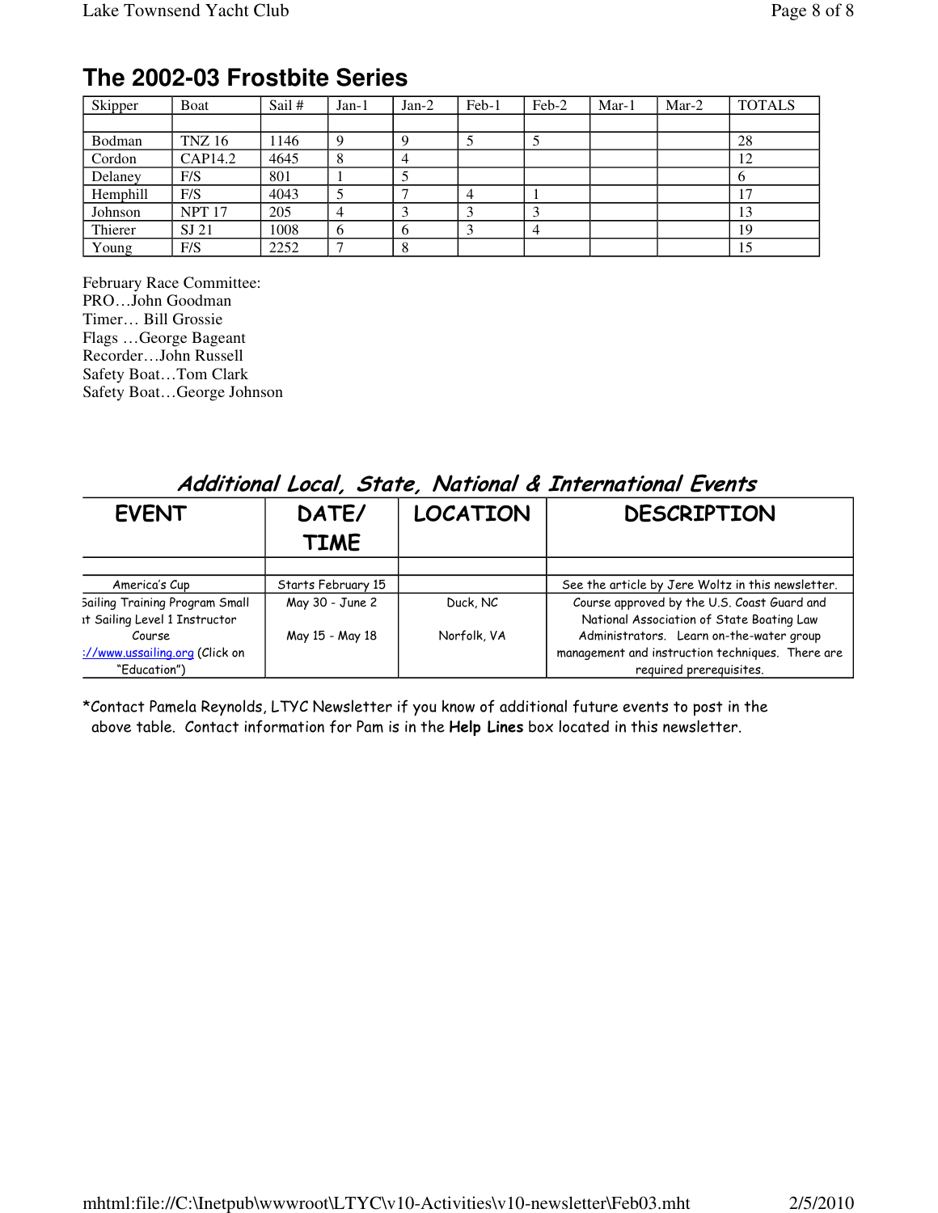## The 2002-03 Frostbite Series

| Skipper | Boat | Sail # | Jan-1 | Jan-2 | Feb-1 | Feb-2 | Mar-1 | Mar-2 | TOTALS |
|---|---|---|---|---|---|---|---|---|---|
| | | | | | | | | | |
| Bodman | TNZ 16 | 1146 | 9 | 9 | 5 | 5 | | | 28 |
| Cordon | CAP14.2 | 4645 | 8 | 4 | | | | | 12 |
| Delaney | F/S | 801 | 1 | 5 | | | | | 6 |
| Hemphill | F/S | 4043 | 5 | 7 | 4 | 1 | | | 17 |
| Johnson | NPT 17 | 205 | 4 | 3 | 3 | 3 | | | 13 |
| Thierer | SJ 21 | 1008 | 6 | 6 | 3 | 4 | | | 19 |
| Young | F/S | 2252 | 7 | 8 | | | | | 15 |

February Race Committee:
PRO…John Goodman
Timer… Bill Grossie
Flags …George Bageant
Recorder…John Russell
Safety Boat…Tom Clark
Safety Boat…George Johnson

## *Additional Local, State, National & International Events*

| EVENT | DATE/ TIME | LOCATION | DESCRIPTION |
|---|---|---|---|
| | | | |
| America's Cup | Starts February 15 | | See the article by Jere Woltz in this newsletter. |
| Sailing Training Program Small Boat Sailing Level 1 Instructor Course ://www.ussailing.org (Click on "Education") | May 30 - June 2<br>May 15 - May 18 | Duck, NC<br>Norfolk, VA | Course approved by the U.S. Coast Guard and National Association of State Boating Law Administrators. Learn on-the-water group management and instruction techniques. There are required prerequisites. |

*Contact Pamela Reynolds, LTYC Newsletter if you know of additional future events to post in the above table. Contact information for Pam is in the **Help Lines** box located in this newsletter.